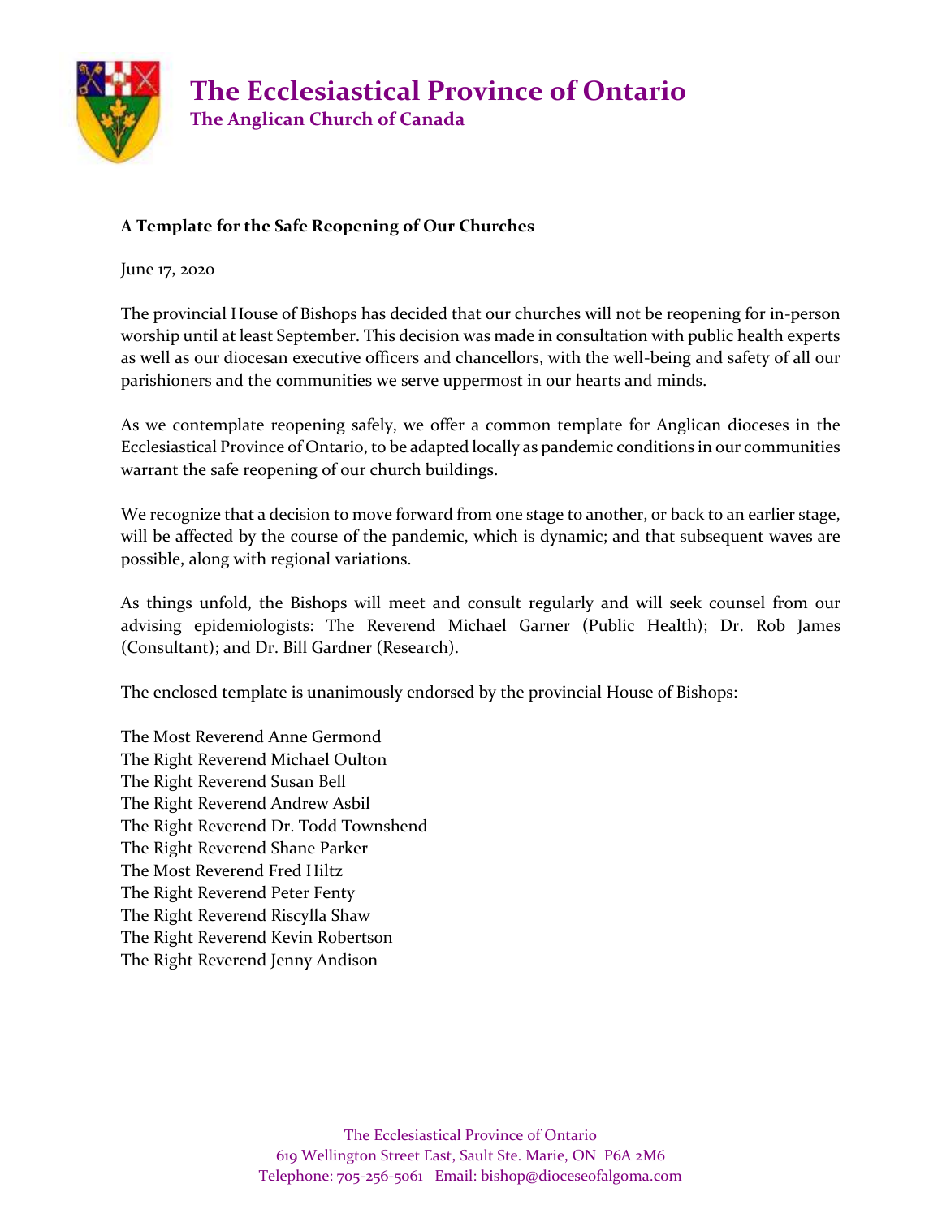# The Ecclesiastical Province of Ontario

## The Anglican Church of Canada

**A Template for the Safe Reopening of Our Churches**

June 17, 2020

The provincial House of Bishops has decided that our churches will not be reopening for in-person worship until at least September. This decision was made in consultation with public health experts as well as our diocesan executive officers and chancellors, with the well-being and safety of all our parishioners and the communities we serve uppermost in our hearts and minds.

As we contemplate reopening safely, we offer a common template for Anglican dioceses in the Ecclesiastical Province of Ontario, to be adapted locally as pandemic conditions in our communities warrant the safe reopening of our church buildings.

We recognize that a decision to move forward from one stage to another, or back to an earlier stage, will be affected by the course of the pandemic, which is dynamic; and that subsequent waves are possible, along with regional variations.

As things unfold, the Bishops will meet and consult regularly and will seek counsel from our advising epidemiologists: The Reverend Michael Garner (Public Health); Dr. Rob James (Consultant); and Dr. Bill Gardner (Research).

The enclosed template is unanimously endorsed by the provincial House of Bishops:

The Most Reverend Anne Germond  
The Right Reverend Michael Oulton  
The Right Reverend Susan Bell  
The Right Reverend Andrew Asbil  
The Right Reverend Dr. Todd Townshend  
The Right Reverend Shane Parker  
The Most Reverend Fred Hiltz  
The Right Reverend Peter Fenty  
The Right Reverend Riscylla Shaw  
The Right Reverend Kevin Robertson  
The Right Reverend Jenny Andison

The Ecclesiastical Province of Ontario  
619 Wellington Street East, Sault Ste. Marie, ON P6A 2M6  
Telephone: 705-256-5061 Email: bishop@dioceseofalgoma.com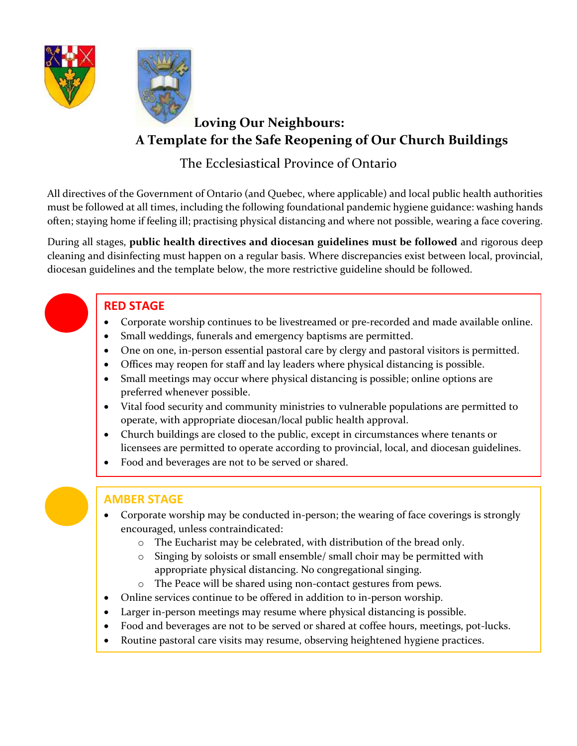# Loving Our Neighbours:
# A Template for the Safe Reopening of Our Church Buildings

## The Ecclesiastical Province of Ontario

All directives of the Government of Ontario (and Quebec, where applicable) and local public health authorities must be followed at all times, including the following foundational pandemic hygiene guidance: washing hands often; staying home if feeling ill; practising physical distancing and where not possible, wearing a face covering.

During all stages, **public health directives and diocesan guidelines must be followed** and rigorous deep cleaning and disinfecting must happen on a regular basis. Where discrepancies exist between local, provincial, diocesan guidelines and the template below, the more restrictive guideline should be followed.

### RED STAGE

- Corporate worship continues to be livestreamed or pre-recorded and made available online.
- Small weddings, funerals and emergency baptisms are permitted.
- One on one, in-person essential pastoral care by clergy and pastoral visitors is permitted.
- Offices may reopen for staff and lay leaders where physical distancing is possible.
- Small meetings may occur where physical distancing is possible; online options are preferred whenever possible.
- Vital food security and community ministries to vulnerable populations are permitted to operate, with appropriate diocesan/local public health approval.
- Church buildings are closed to the public, except in circumstances where tenants or licensees are permitted to operate according to provincial, local, and diocesan guidelines.
- Food and beverages are not to be served or shared.

### AMBER STAGE

- Corporate worship may be conducted in-person; the wearing of face coverings is strongly encouraged, unless contraindicated:
  - The Eucharist may be celebrated, with distribution of the bread only.
  - Singing by soloists or small ensemble/ small choir may be permitted with appropriate physical distancing. No congregational singing.
  - The Peace will be shared using non-contact gestures from pews.
- Online services continue to be offered in addition to in-person worship.
- Larger in-person meetings may resume where physical distancing is possible.
- Food and beverages are not to be served or shared at coffee hours, meetings, pot-lucks.
- Routine pastoral care visits may resume, observing heightened hygiene practices.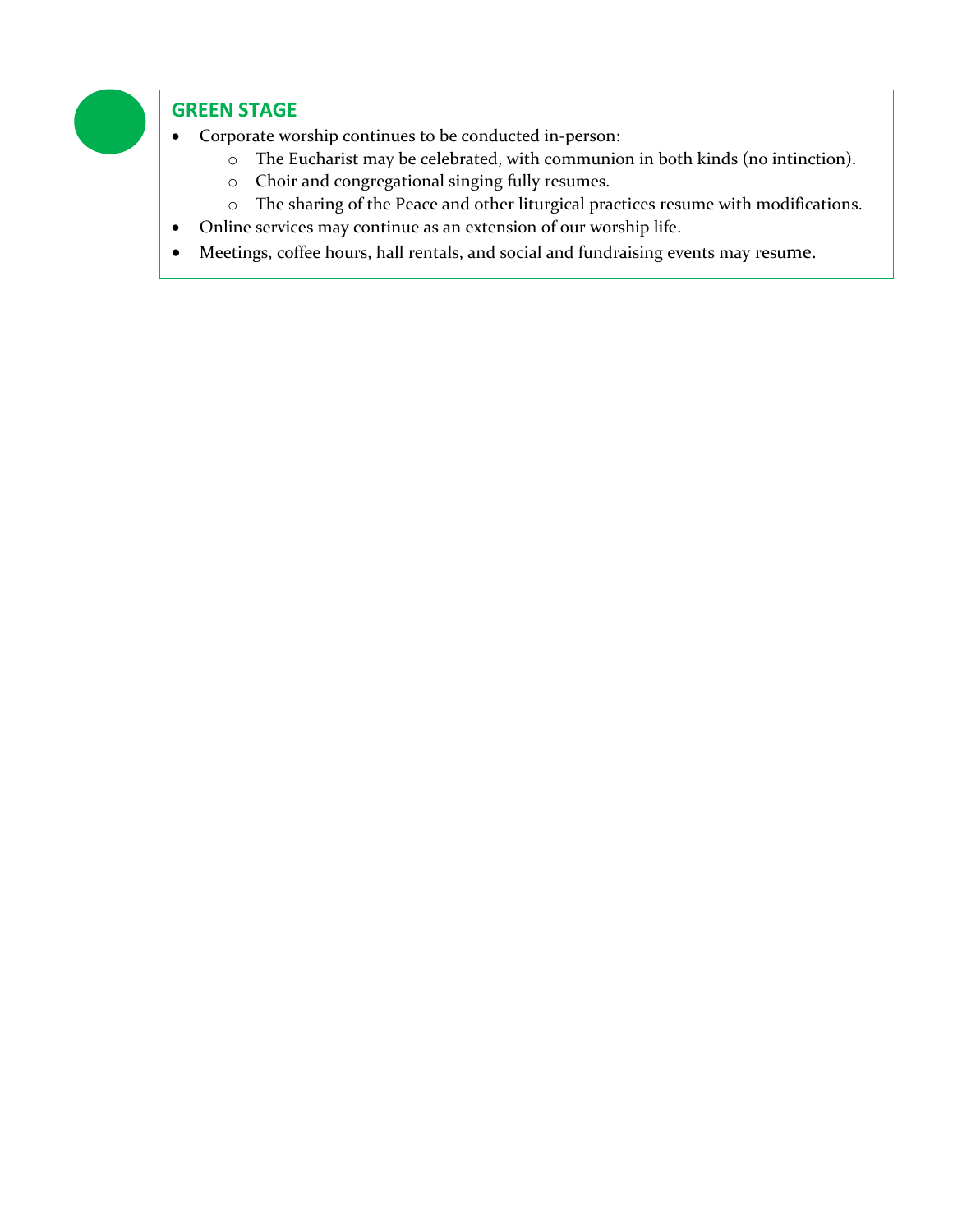## GREEN STAGE

- Corporate worship continues to be conducted in-person:
  - The Eucharist may be celebrated, with communion in both kinds (no intinction).
  - Choir and congregational singing fully resumes.
  - The sharing of the Peace and other liturgical practices resume with modifications.
- Online services may continue as an extension of our worship life.
- Meetings, coffee hours, hall rentals, and social and fundraising events may resume.